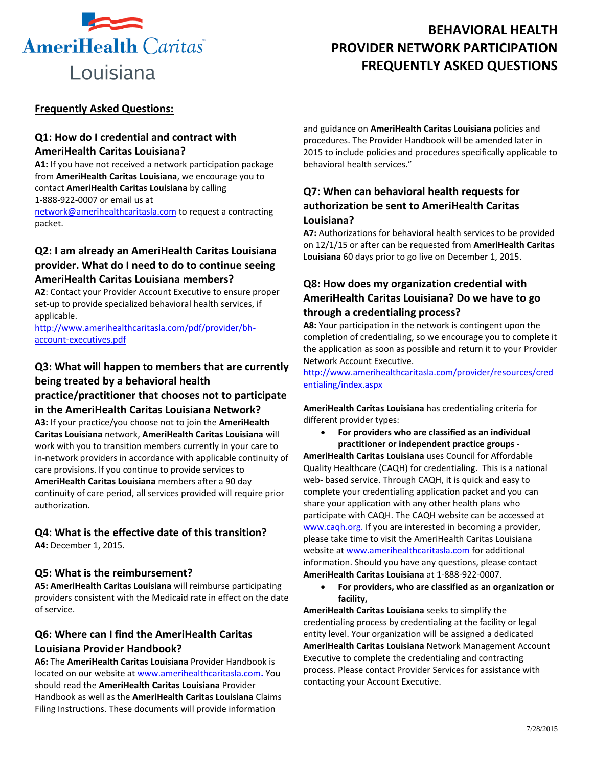AmeriHealth Caritas Louisiana

# BEHAVIORAL HEALTH PROVIDER NETWORK PARTICIPATION FREQUENTLY ASKED QUESTIONS

## Frequently Asked Questions:

### Q1: How do I credential and contract with AmeriHealth Caritas Louisiana?

**A1:** If you have not received a network participation package from **AmeriHealth Caritas Louisiana**, we encourage you to contact **AmeriHealth Caritas Louisiana** by calling 1-888-922-0007 or email us at network@amerihealthcaritasla.com to request a contracting packet.

### Q2: I am already an AmeriHealth Caritas Louisiana provider. What do I need to do to continue seeing AmeriHealth Caritas Louisiana members?

**A2**: Contact your Provider Account Executive to ensure proper set-up to provide specialized behavioral health services, if applicable.
http://www.amerihealthcaritasla.com/pdf/provider/bh-account-executives.pdf

### Q3: What will happen to members that are currently being treated by a behavioral health practice/practitioner that chooses not to participate in the AmeriHealth Caritas Louisiana Network?

**A3:** If your practice/you choose not to join the **AmeriHealth Caritas Louisiana** network, **AmeriHealth Caritas Louisiana** will work with you to transition members currently in your care to in-network providers in accordance with applicable continuity of care provisions. If you continue to provide services to **AmeriHealth Caritas Louisiana** members after a 90 day continuity of care period, all services provided will require prior authorization.

### Q4: What is the effective date of this transition?

**A4:** December 1, 2015.

### Q5: What is the reimbursement?

**A5: AmeriHealth Caritas Louisiana** will reimburse participating providers consistent with the Medicaid rate in effect on the date of service.

### Q6: Where can I find the AmeriHealth Caritas Louisiana Provider Handbook?

**A6:** The **AmeriHealth Caritas Louisiana** Provider Handbook is located on our website at www.amerihealthcaritasla.com**.** You should read the **AmeriHealth Caritas Louisiana** Provider Handbook as well as the **AmeriHealth Caritas Louisiana** Claims Filing Instructions. These documents will provide information and guidance on **AmeriHealth Caritas Louisiana** policies and procedures. The Provider Handbook will be amended later in 2015 to include policies and procedures specifically applicable to behavioral health services."

### Q7: When can behavioral health requests for authorization be sent to AmeriHealth Caritas Louisiana?

**A7:** Authorizations for behavioral health services to be provided on 12/1/15 or after can be requested from **AmeriHealth Caritas Louisiana** 60 days prior to go live on December 1, 2015.

### Q8: How does my organization credential with AmeriHealth Caritas Louisiana? Do we have to go through a credentialing process?

**A8:** Your participation in the network is contingent upon the completion of credentialing, so we encourage you to complete it the application as soon as possible and return it to your Provider Network Account Executive.
http://www.amerihealthcaritasla.com/provider/resources/credentialing/index.aspx

**AmeriHealth Caritas Louisiana** has credentialing criteria for different provider types:

- **For providers who are classified as an individual practitioner or independent practice groups** -

**AmeriHealth Caritas Louisiana** uses Council for Affordable Quality Healthcare (CAQH) for credentialing. This is a national web- based service. Through CAQH, it is quick and easy to complete your credentialing application packet and you can share your application with any other health plans who participate with CAQH. The CAQH website can be accessed at www.caqh.org. If you are interested in becoming a provider, please take time to visit the AmeriHealth Caritas Louisiana website at www.amerihealthcaritasla.com for additional information. Should you have any questions, please contact **AmeriHealth Caritas Louisiana** at 1-888-922-0007.

- **For providers, who are classified as an organization or facility,**

**AmeriHealth Caritas Louisiana** seeks to simplify the credentialing process by credentialing at the facility or legal entity level. Your organization will be assigned a dedicated **AmeriHealth Caritas Louisiana** Network Management Account Executive to complete the credentialing and contracting process. Please contact Provider Services for assistance with contacting your Account Executive.

7/28/2015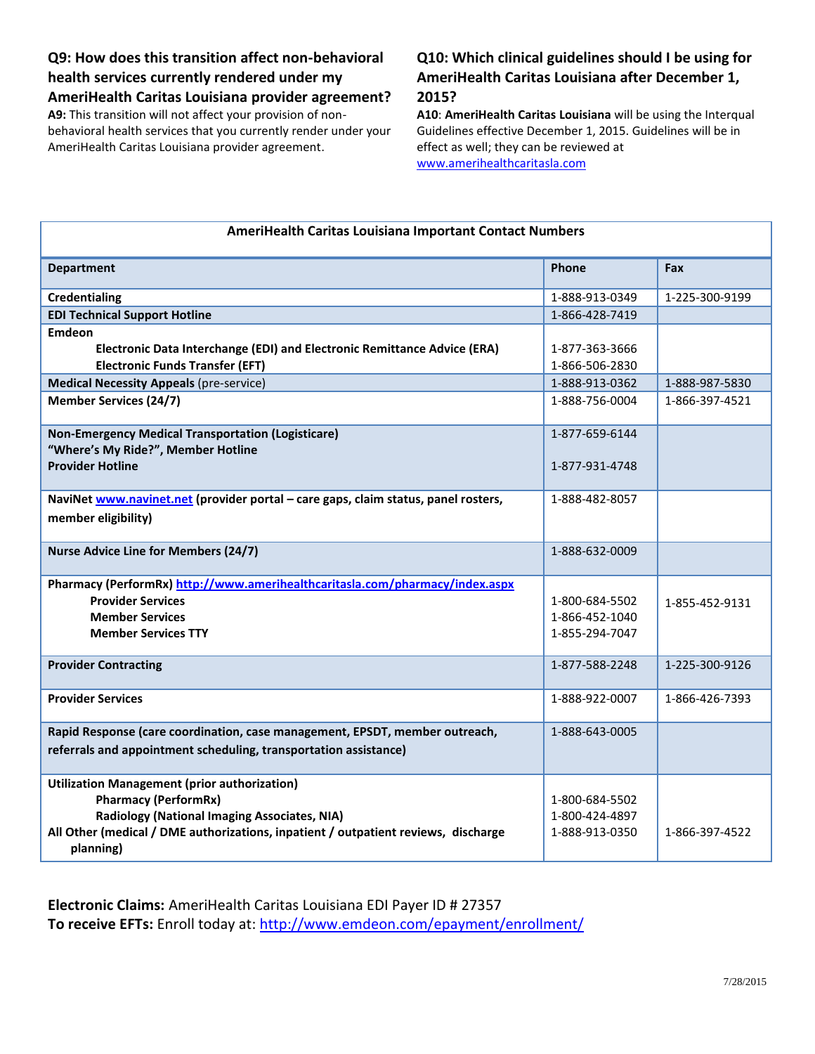### Q9: How does this transition affect non-behavioral health services currently rendered under my AmeriHealth Caritas Louisiana provider agreement?

**A9:** This transition will not affect your provision of non-behavioral health services that you currently render under your AmeriHealth Caritas Louisiana provider agreement.

### Q10: Which clinical guidelines should I be using for AmeriHealth Caritas Louisiana after December 1, 2015?

**A10**: **AmeriHealth Caritas Louisiana** will be using the Interqual Guidelines effective December 1, 2015. Guidelines will be in effect as well; they can be reviewed at [www.amerihealthcaritasla.com](www.amerihealthcaritasla.com)

**AmeriHealth Caritas Louisiana Important Contact Numbers**

| Department | Phone | Fax |
|---|---|---|
| **Credentialing** | 1-888-913-0349 | 1-225-300-9199 |
| **EDI Technical Support Hotline** | 1-866-428-7419 | |
| **Emdeon** | | |
| **Electronic Data Interchange (EDI) and Electronic Remittance Advice (ERA)** | 1-877-363-3666 | |
| **Electronic Funds Transfer (EFT)** | 1-866-506-2830 | |
| **Medical Necessity Appeals** (pre-service) | 1-888-913-0362 | 1-888-987-5830 |
| **Member Services (24/7)** | 1-888-756-0004 | 1-866-397-4521 |
| **Non-Emergency Medical Transportation (Logisticare)** | | |
| **"Where's My Ride?", Member Hotline** | 1-877-659-6144 | |
| **Provider Hotline** | 1-877-931-4748 | |
| **NaviNet [www.navinet.net](www.navinet.net) (provider portal – care gaps, claim status, panel rosters, member eligibility)** | 1-888-482-8057 | |
| **Nurse Advice Line for Members (24/7)** | 1-888-632-0009 | |
| **Pharmacy (PerformRx) [http://www.amerihealthcaritasla.com/pharmacy/index.aspx](http://www.amerihealthcaritasla.com/pharmacy/index.aspx)** | | 1-855-452-9131 |
| **Provider Services** | 1-800-684-5502 | |
| **Member Services** | 1-866-452-1040 | |
| **Member Services TTY** | 1-855-294-7047 | |
| **Provider Contracting** | 1-877-588-2248 | 1-225-300-9126 |
| **Provider Services** | 1-888-922-0007 | 1-866-426-7393 |
| **Rapid Response (care coordination, case management, EPSDT, member outreach, referrals and appointment scheduling, transportation assistance)** | 1-888-643-0005 | |
| **Utilization Management (prior authorization)** | | |
| **Pharmacy (PerformRx)** | 1-800-684-5502 | |
| **Radiology (National Imaging Associates, NIA)** | 1-800-424-4897 | |
| **All Other (medical / DME authorizations, inpatient / outpatient reviews, discharge planning)** | 1-888-913-0350 | 1-866-397-4522 |

**Electronic Claims:** AmeriHealth Caritas Louisiana EDI Payer ID # 27357
**To receive EFTs:** Enroll today at: [http://www.emdeon.com/epayment/enrollment/](http://www.emdeon.com/epayment/enrollment/)

7/28/2015